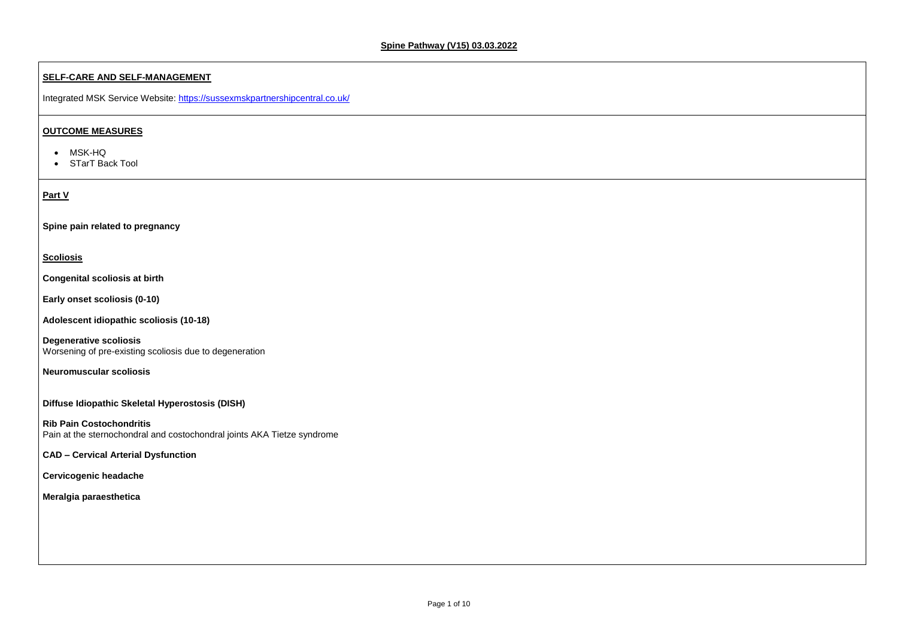# Spine Pathway (V15) 03.03.2022

## SELF-CARE AND SELF-MANAGEMENT

Integrated MSK Service Website: https://sussexmskpartnershipcentral.co.uk/

## OUTCOME MEASURES

- MSK-HQ
- STarT Back Tool

## Part V

**Spine pain related to pregnancy**

### Scoliosis

**Congenital scoliosis at birth**

**Early onset scoliosis (0-10)**

**Adolescent idiopathic scoliosis (10-18)**

**Degenerative scoliosis**
Worsening of pre-existing scoliosis due to degeneration

**Neuromuscular scoliosis**

**Diffuse Idiopathic Skeletal Hyperostosis (DISH)**

**Rib Pain Costochondritis**
Pain at the sternochondral and costochondral joints AKA Tietze syndrome

**CAD – Cervical Arterial Dysfunction**

**Cervicogenic headache**

**Meralgia paraesthetica**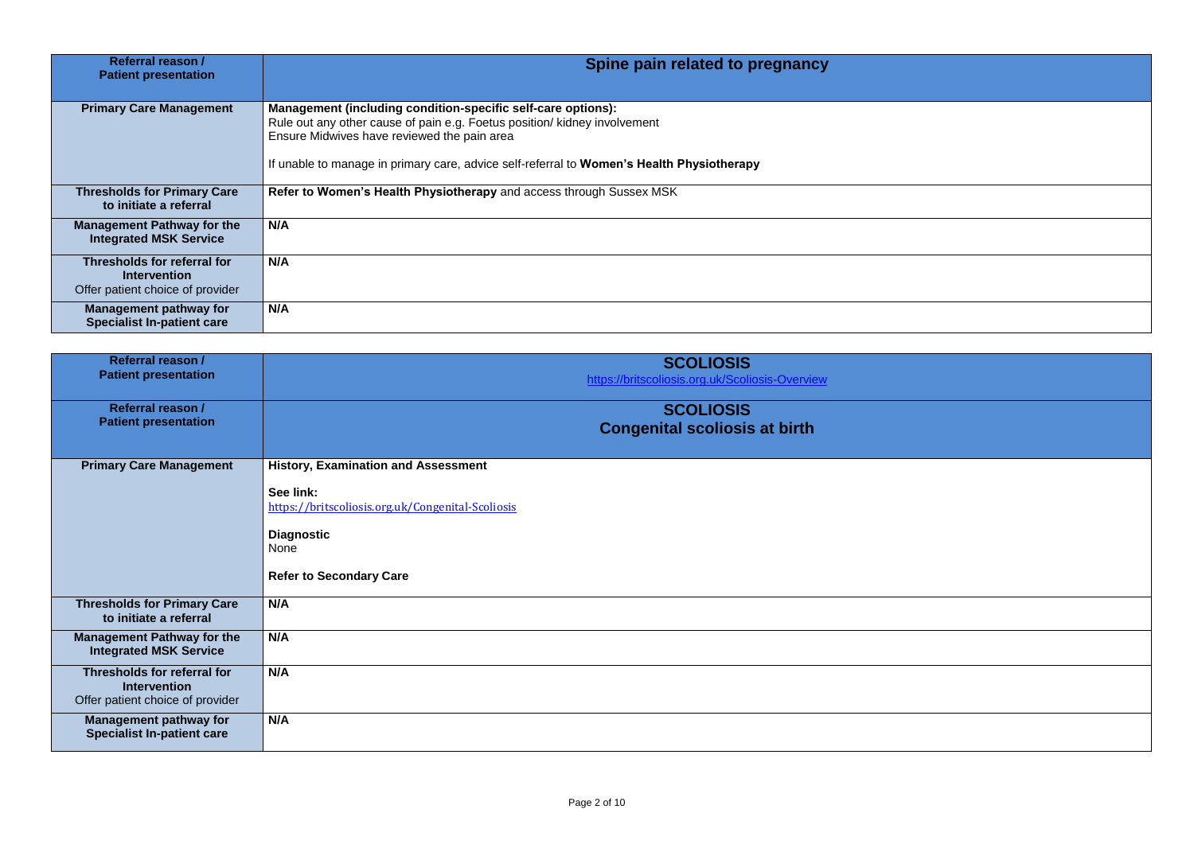| Referral reason / Patient presentation | Spine pain related to pregnancy |
|---|---|
| **Primary Care Management** | **Management (including condition-specific self-care options):**<br>Rule out any other cause of pain e.g. Foetus position/ kidney involvement<br>Ensure Midwives have reviewed the pain area<br><br>If unable to manage in primary care, advice self-referral to **Women's Health Physiotherapy** |
| **Thresholds for Primary Care to initiate a referral** | **Refer to Women's Health Physiotherapy** and access through Sussex MSK |
| **Management Pathway for the Integrated MSK Service** | **N/A** |
| **Thresholds for referral for Intervention**<br>Offer patient choice of provider | **N/A** |
| **Management pathway for Specialist In-patient care** | **N/A** |

| Referral reason / Patient presentation | **SCOLIOSIS**<br>https://britscoliosis.org.uk/Scoliosis-Overview |
|---|---|
| **Referral reason / Patient presentation** | **SCOLIOSIS**<br>**Congenital scoliosis at birth** |
| **Primary Care Management** | **History, Examination and Assessment**<br><br>**See link:**<br>https://britscoliosis.org.uk/Congenital-Scoliosis<br><br>**Diagnostic**<br>None<br><br>**Refer to Secondary Care** |
| **Thresholds for Primary Care to initiate a referral** | **N/A** |
| **Management Pathway for the Integrated MSK Service** | **N/A** |
| **Thresholds for referral for Intervention**<br>Offer patient choice of provider | **N/A** |
| **Management pathway for Specialist In-patient care** | **N/A** |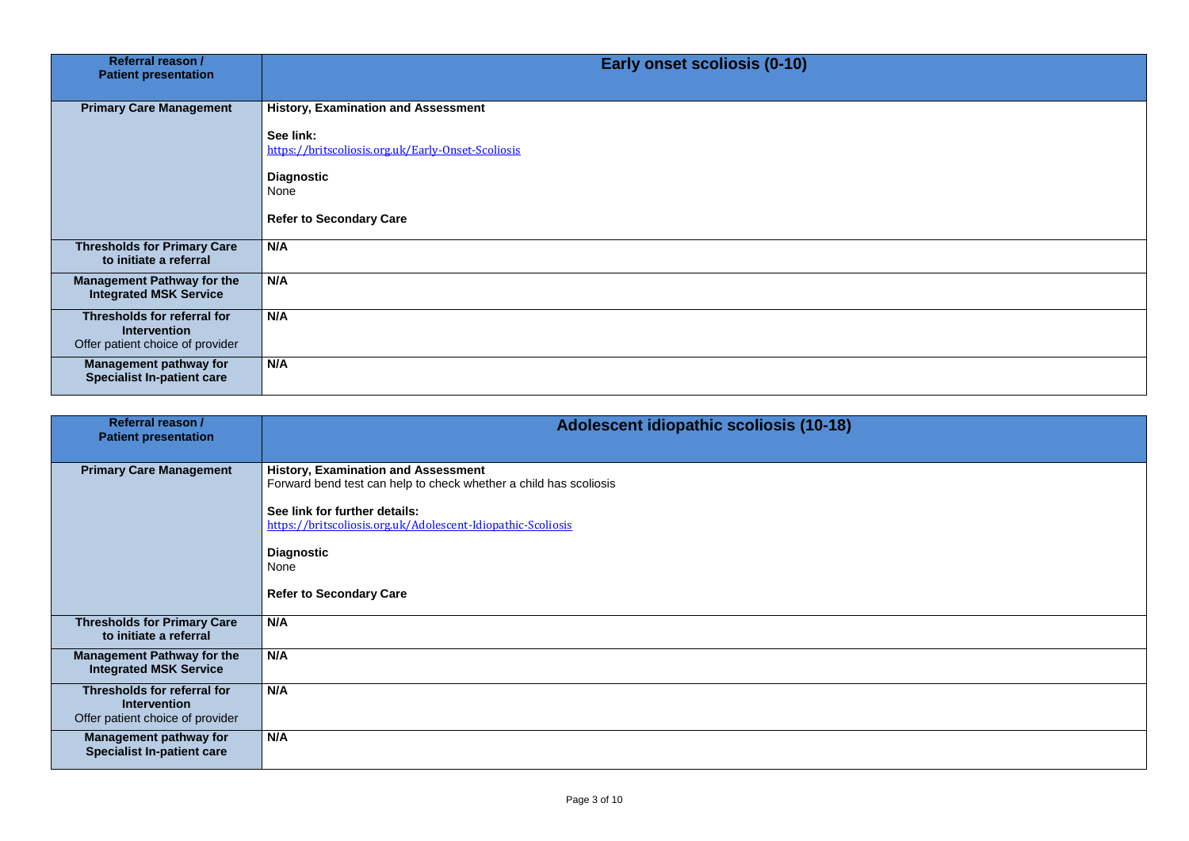| Referral reason / Patient presentation | Early onset scoliosis (0-10) |
|---|---|
| **Primary Care Management** | **History, Examination and Assessment**<br><br>**See link:**<br>https://britscoliosis.org.uk/Early-Onset-Scoliosis<br><br>**Diagnostic**<br>None<br><br>**Refer to Secondary Care** |
| **Thresholds for Primary Care to initiate a referral** | **N/A** |
| **Management Pathway for the Integrated MSK Service** | **N/A** |
| **Thresholds for referral for Intervention**<br>Offer patient choice of provider | **N/A** |
| **Management pathway for Specialist In-patient care** | **N/A** |

| Referral reason / Patient presentation | Adolescent idiopathic scoliosis (10-18) |
|---|---|
| **Primary Care Management** | **History, Examination and Assessment**<br>Forward bend test can help to check whether a child has scoliosis<br><br>**See link for further details:**<br>https://britscoliosis.org.uk/Adolescent-Idiopathic-Scoliosis<br><br>**Diagnostic**<br>None<br><br>**Refer to Secondary Care** |
| **Thresholds for Primary Care to initiate a referral** | **N/A** |
| **Management Pathway for the Integrated MSK Service** | **N/A** |
| **Thresholds for referral for Intervention**<br>Offer patient choice of provider | **N/A** |
| **Management pathway for Specialist In-patient care** | **N/A** |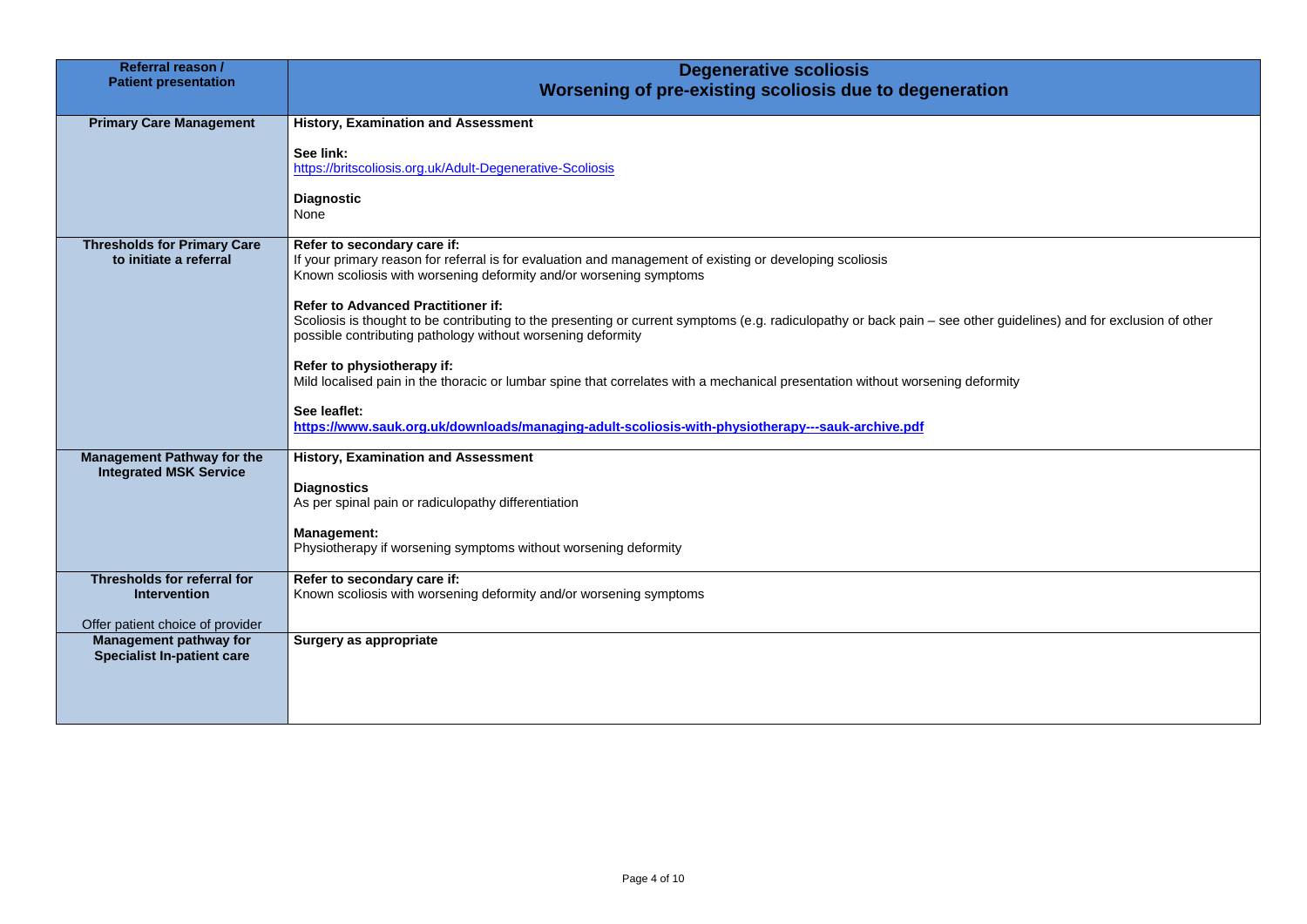| Referral reason / Patient presentation | Degenerative scoliosis<br>Worsening of pre-existing scoliosis due to degeneration |
|---|---|
| **Primary Care Management** | **History, Examination and Assessment**<br><br>**See link:**<br>https://britscoliosis.org.uk/Adult-Degenerative-Scoliosis<br><br>**Diagnostic**<br>None |
| **Thresholds for Primary Care to initiate a referral** | **Refer to secondary care if:**<br>If your primary reason for referral is for evaluation and management of existing or developing scoliosis<br>Known scoliosis with worsening deformity and/or worsening symptoms<br><br>**Refer to Advanced Practitioner if:**<br>Scoliosis is thought to be contributing to the presenting or current symptoms (e.g. radiculopathy or back pain – see other guidelines) and for exclusion of other possible contributing pathology without worsening deformity<br><br>**Refer to physiotherapy if:**<br>Mild localised pain in the thoracic or lumbar spine that correlates with a mechanical presentation without worsening deformity<br><br>**See leaflet:**<br>**https://www.sauk.org.uk/downloads/managing-adult-scoliosis-with-physiotherapy---sauk-archive.pdf** |
| **Management Pathway for the Integrated MSK Service** | **History, Examination and Assessment**<br><br>**Diagnostics**<br>As per spinal pain or radiculopathy differentiation<br><br>**Management:**<br>Physiotherapy if worsening symptoms without worsening deformity |
| **Thresholds for referral for Intervention**<br><br>Offer patient choice of provider | **Refer to secondary care if:**<br>Known scoliosis with worsening deformity and/or worsening symptoms |
| **Management pathway for Specialist In-patient care** | **Surgery as appropriate** |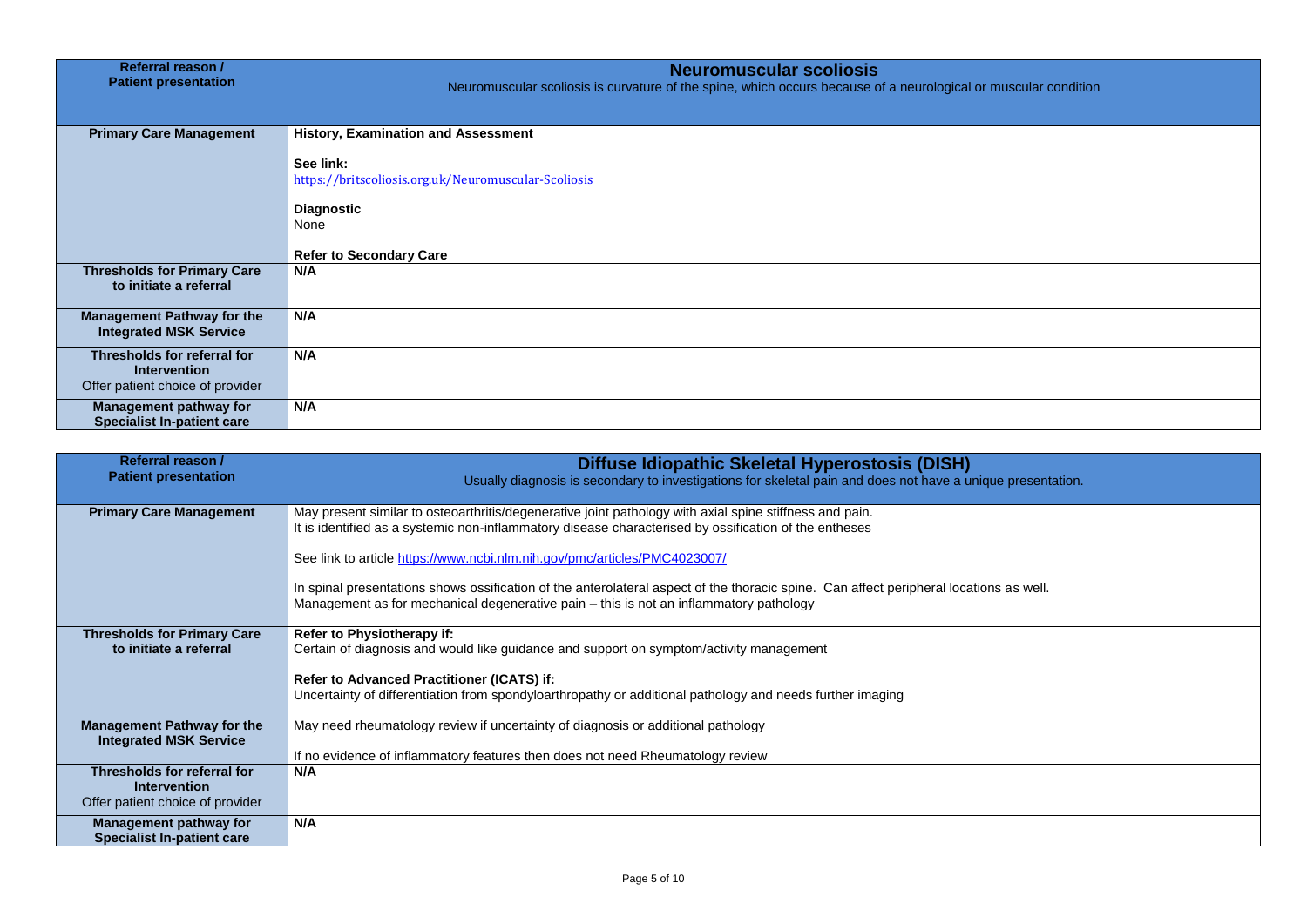| Referral reason / Patient presentation | **Neuromuscular scoliosis**<br>Neuromuscular scoliosis is curvature of the spine, which occurs because of a neurological or muscular condition |
|---|---|
| **Primary Care Management** | **History, Examination and Assessment**<br><br>**See link:**<br>https://britscoliosis.org.uk/Neuromuscular-Scoliosis<br><br>**Diagnostic**<br>None<br><br>**Refer to Secondary Care** |
| **Thresholds for Primary Care to initiate a referral** | **N/A** |
| **Management Pathway for the Integrated MSK Service** | **N/A** |
| **Thresholds for referral for Intervention**<br>Offer patient choice of provider | **N/A** |
| **Management pathway for Specialist In-patient care** | **N/A** |

| Referral reason / Patient presentation | **Diffuse Idiopathic Skeletal Hyperostosis (DISH)**<br>Usually diagnosis is secondary to investigations for skeletal pain and does not have a unique presentation. |
|---|---|
| **Primary Care Management** | May present similar to osteoarthritis/degenerative joint pathology with axial spine stiffness and pain.<br>It is identified as a systemic non-inflammatory disease characterised by ossification of the entheses<br><br>See link to article https://www.ncbi.nlm.nih.gov/pmc/articles/PMC4023007/<br><br>In spinal presentations shows ossification of the anterolateral aspect of the thoracic spine. Can affect peripheral locations as well.<br>Management as for mechanical degenerative pain – this is not an inflammatory pathology |
| **Thresholds for Primary Care to initiate a referral** | **Refer to Physiotherapy if:**<br>Certain of diagnosis and would like guidance and support on symptom/activity management<br><br>**Refer to Advanced Practitioner (ICATS) if:**<br>Uncertainty of differentiation from spondyloarthropathy or additional pathology and needs further imaging |
| **Management Pathway for the Integrated MSK Service** | May need rheumatology review if uncertainty of diagnosis or additional pathology<br><br>If no evidence of inflammatory features then does not need Rheumatology review |
| **Thresholds for referral for Intervention**<br>Offer patient choice of provider | **N/A** |
| **Management pathway for Specialist In-patient care** | **N/A** |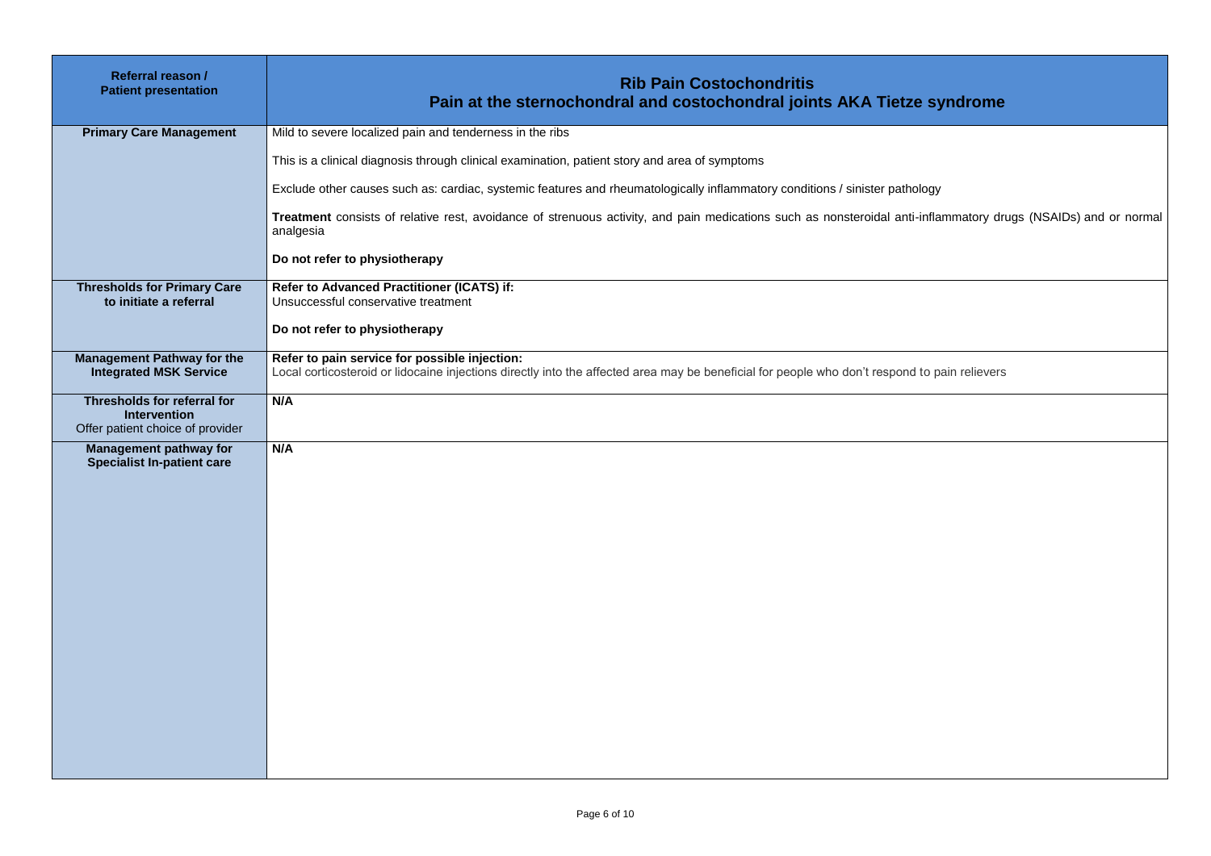| Referral reason / Patient presentation | Rib Pain Costochondritis<br>Pain at the sternochondral and costochondral joints AKA Tietze syndrome |
|---|---|
| **Primary Care Management** | Mild to severe localized pain and tenderness in the ribs<br><br>This is a clinical diagnosis through clinical examination, patient story and area of symptoms<br><br>Exclude other causes such as: cardiac, systemic features and rheumatologically inflammatory conditions / sinister pathology<br><br>**Treatment** consists of relative rest, avoidance of strenuous activity, and pain medications such as nonsteroidal anti-inflammatory drugs (NSAIDs) and or normal analgesia<br><br>**Do not refer to physiotherapy** |
| **Thresholds for Primary Care to initiate a referral** | **Refer to Advanced Practitioner (ICATS) if:**<br>Unsuccessful conservative treatment<br><br>**Do not refer to physiotherapy** |
| **Management Pathway for the Integrated MSK Service** | **Refer to pain service for possible injection:**<br>Local corticosteroid or lidocaine injections directly into the affected area may be beneficial for people who don't respond to pain relievers |
| **Thresholds for referral for Intervention**<br>Offer patient choice of provider | **N/A** |
| **Management pathway for Specialist In-patient care** | **N/A** |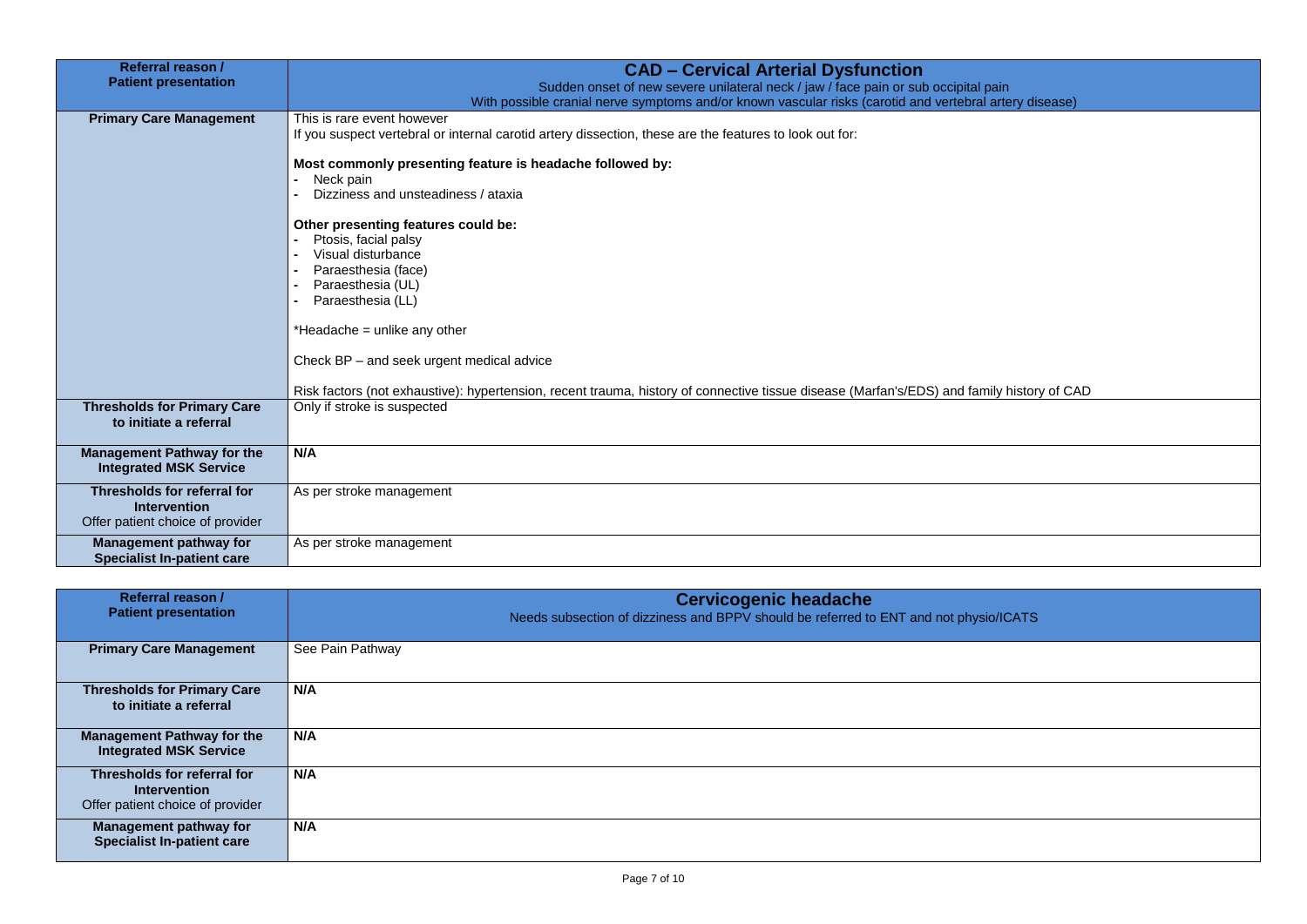| Referral reason / Patient presentation | **CAD – Cervical Arterial Dysfunction**<br>Sudden onset of new severe unilateral neck / jaw / face pain or sub occipital pain<br>With possible cranial nerve symptoms and/or known vascular risks (carotid and vertebral artery disease) |
|---|---|
| **Primary Care Management** | This is rare event however<br>If you suspect vertebral or internal carotid artery dissection, these are the features to look out for:<br><br>**Most commonly presenting feature is headache followed by:**<br>- Neck pain<br>- Dizziness and unsteadiness / ataxia<br><br>**Other presenting features could be:**<br>- Ptosis, facial palsy<br>- Visual disturbance<br>- Paraesthesia (face)<br>- Paraesthesia (UL)<br>- Paraesthesia (LL)<br><br>*Headache = unlike any other<br><br>Check BP – and seek urgent medical advice<br><br>Risk factors (not exhaustive): hypertension, recent trauma, history of connective tissue disease (Marfan's/EDS) and family history of CAD |
| **Thresholds for Primary Care to initiate a referral** | Only if stroke is suspected |
| **Management Pathway for the Integrated MSK Service** | **N/A** |
| **Thresholds for referral for Intervention** Offer patient choice of provider | As per stroke management |
| **Management pathway for Specialist In-patient care** | As per stroke management |

| Referral reason / Patient presentation | **Cervicogenic headache**<br>Needs subsection of dizziness and BPPV should be referred to ENT and not physio/ICATS |
|---|---|
| **Primary Care Management** | See Pain Pathway |
| **Thresholds for Primary Care to initiate a referral** | **N/A** |
| **Management Pathway for the Integrated MSK Service** | **N/A** |
| **Thresholds for referral for Intervention** Offer patient choice of provider | **N/A** |
| **Management pathway for Specialist In-patient care** | **N/A** |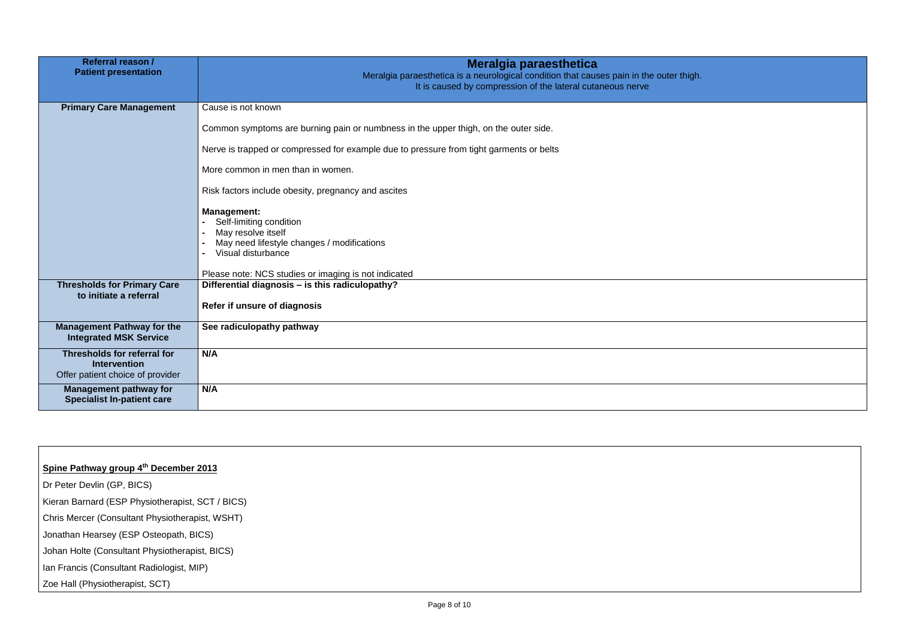| Referral reason / Patient presentation | **Meralgia paraesthetica**<br>Meralgia paraesthetica is a neurological condition that causes pain in the outer thigh.<br>It is caused by compression of the lateral cutaneous nerve |
|---|---|
| **Primary Care Management** | Cause is not known<br><br>Common symptoms are burning pain or numbness in the upper thigh, on the outer side.<br><br>Nerve is trapped or compressed for example due to pressure from tight garments or belts<br><br>More common in men than in women.<br><br>Risk factors include obesity, pregnancy and ascites<br><br>**Management:**<br>- Self-limiting condition<br>- May resolve itself<br>- May need lifestyle changes / modifications<br>- Visual disturbance<br><br>Please note: NCS studies or imaging is not indicated |
| **Thresholds for Primary Care to initiate a referral** | **Differential diagnosis – is this radiculopathy?**<br><br>**Refer if unsure of diagnosis** |
| **Management Pathway for the Integrated MSK Service** | **See radiculopathy pathway** |
| **Thresholds for referral for Intervention**<br>Offer patient choice of provider | **N/A** |
| **Management pathway for Specialist In-patient care** | **N/A** |

**Spine Pathway group 4th December 2013**

Dr Peter Devlin (GP, BICS)

Kieran Barnard (ESP Physiotherapist, SCT / BICS)

Chris Mercer (Consultant Physiotherapist, WSHT)

Jonathan Hearsey (ESP Osteopath, BICS)

Johan Holte (Consultant Physiotherapist, BICS)

Ian Francis (Consultant Radiologist, MIP)

Zoe Hall (Physiotherapist, SCT)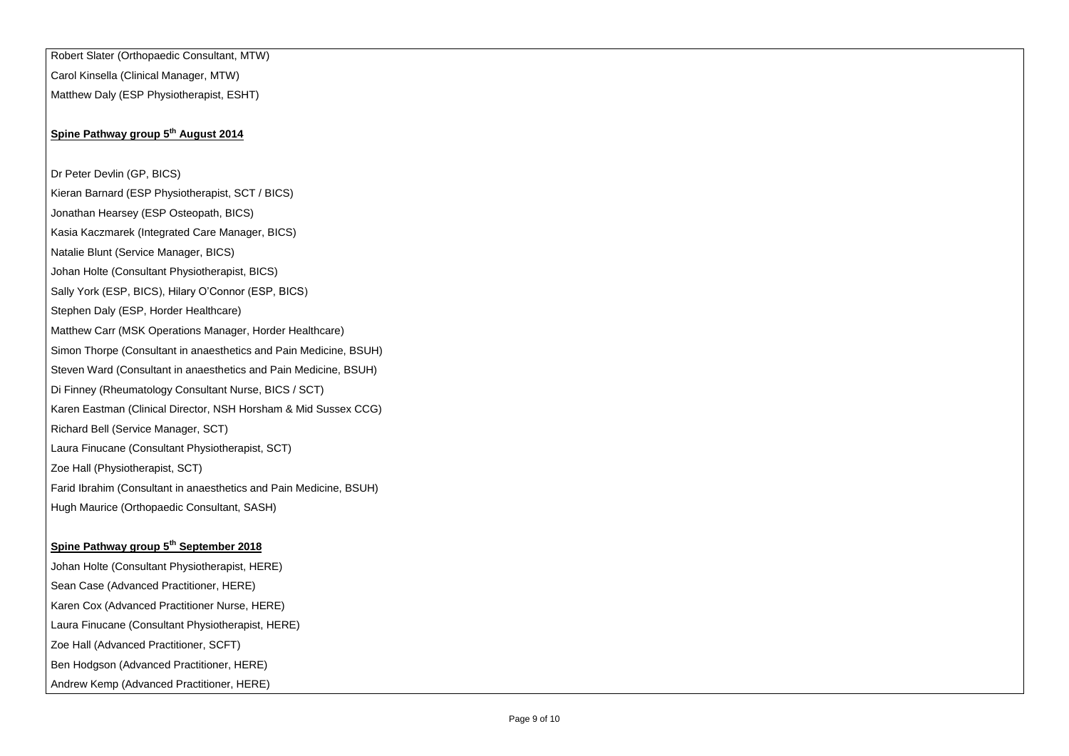Robert Slater (Orthopaedic Consultant, MTW)

Carol Kinsella (Clinical Manager, MTW)

Matthew Daly (ESP Physiotherapist, ESHT)

**Spine Pathway group 5th August 2014**

Dr Peter Devlin (GP, BICS)

Kieran Barnard (ESP Physiotherapist, SCT / BICS)

Jonathan Hearsey (ESP Osteopath, BICS)

Kasia Kaczmarek (Integrated Care Manager, BICS)

Natalie Blunt (Service Manager, BICS)

Johan Holte (Consultant Physiotherapist, BICS)

Sally York (ESP, BICS), Hilary O'Connor (ESP, BICS)

Stephen Daly (ESP, Horder Healthcare)

Matthew Carr (MSK Operations Manager, Horder Healthcare)

Simon Thorpe (Consultant in anaesthetics and Pain Medicine, BSUH)

Steven Ward (Consultant in anaesthetics and Pain Medicine, BSUH)

Di Finney (Rheumatology Consultant Nurse, BICS / SCT)

Karen Eastman (Clinical Director, NSH Horsham & Mid Sussex CCG)

Richard Bell (Service Manager, SCT)

Laura Finucane (Consultant Physiotherapist, SCT)

Zoe Hall (Physiotherapist, SCT)

Farid Ibrahim (Consultant in anaesthetics and Pain Medicine, BSUH)

Hugh Maurice (Orthopaedic Consultant, SASH)

**Spine Pathway group 5th September 2018**

Johan Holte (Consultant Physiotherapist, HERE)

Sean Case (Advanced Practitioner, HERE)

Karen Cox (Advanced Practitioner Nurse, HERE)

Laura Finucane (Consultant Physiotherapist, HERE)

Zoe Hall (Advanced Practitioner, SCFT)

Ben Hodgson (Advanced Practitioner, HERE)

Andrew Kemp (Advanced Practitioner, HERE)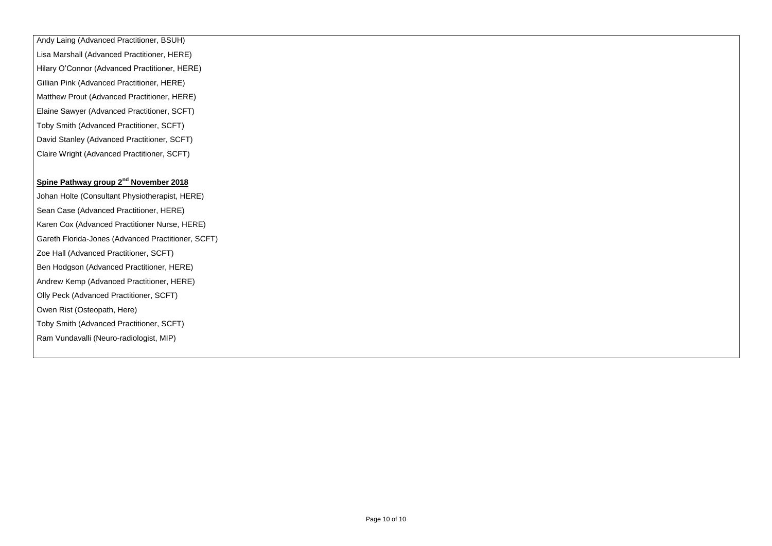Andy Laing (Advanced Practitioner, BSUH)

Lisa Marshall (Advanced Practitioner, HERE)

Hilary O'Connor (Advanced Practitioner, HERE)

Gillian Pink (Advanced Practitioner, HERE)

Matthew Prout (Advanced Practitioner, HERE)

Elaine Sawyer (Advanced Practitioner, SCFT)

Toby Smith (Advanced Practitioner, SCFT)

David Stanley (Advanced Practitioner, SCFT)

Claire Wright (Advanced Practitioner, SCFT)

**Spine Pathway group 2nd November 2018**

Johan Holte (Consultant Physiotherapist, HERE)

Sean Case (Advanced Practitioner, HERE)

Karen Cox (Advanced Practitioner Nurse, HERE)

Gareth Florida-Jones (Advanced Practitioner, SCFT)

Zoe Hall (Advanced Practitioner, SCFT)

Ben Hodgson (Advanced Practitioner, HERE)

Andrew Kemp (Advanced Practitioner, HERE)

Olly Peck (Advanced Practitioner, SCFT)

Owen Rist (Osteopath, Here)

Toby Smith (Advanced Practitioner, SCFT)

Ram Vundavalli (Neuro-radiologist, MIP)